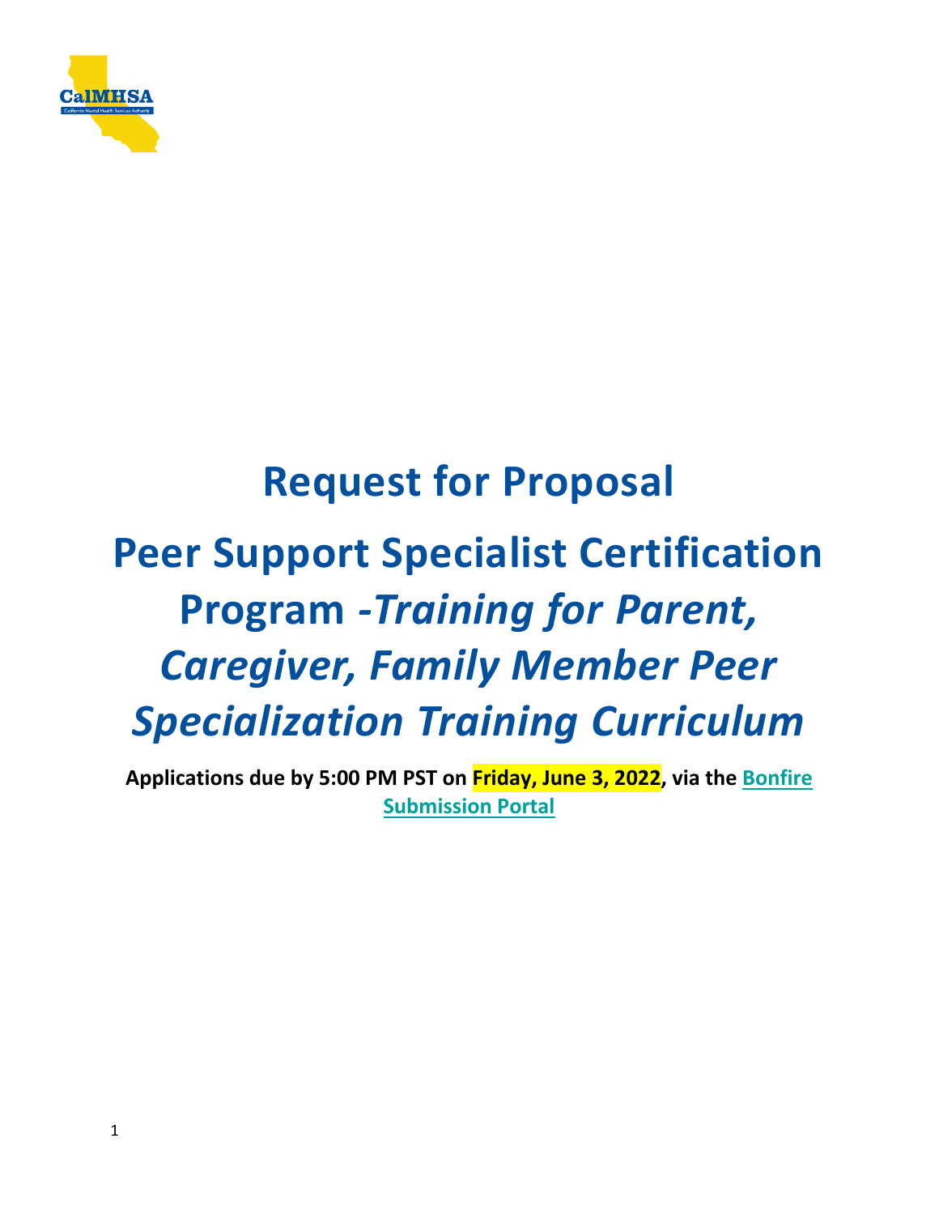# Request for Proposal

# Peer Support Specialist Certification Program *-Training for Parent, Caregiver, Family Member Peer Specialization Training Curriculum*

**Applications due by 5:00 PM PST on Friday, June 3, 2022, via the Bonfire Submission Portal**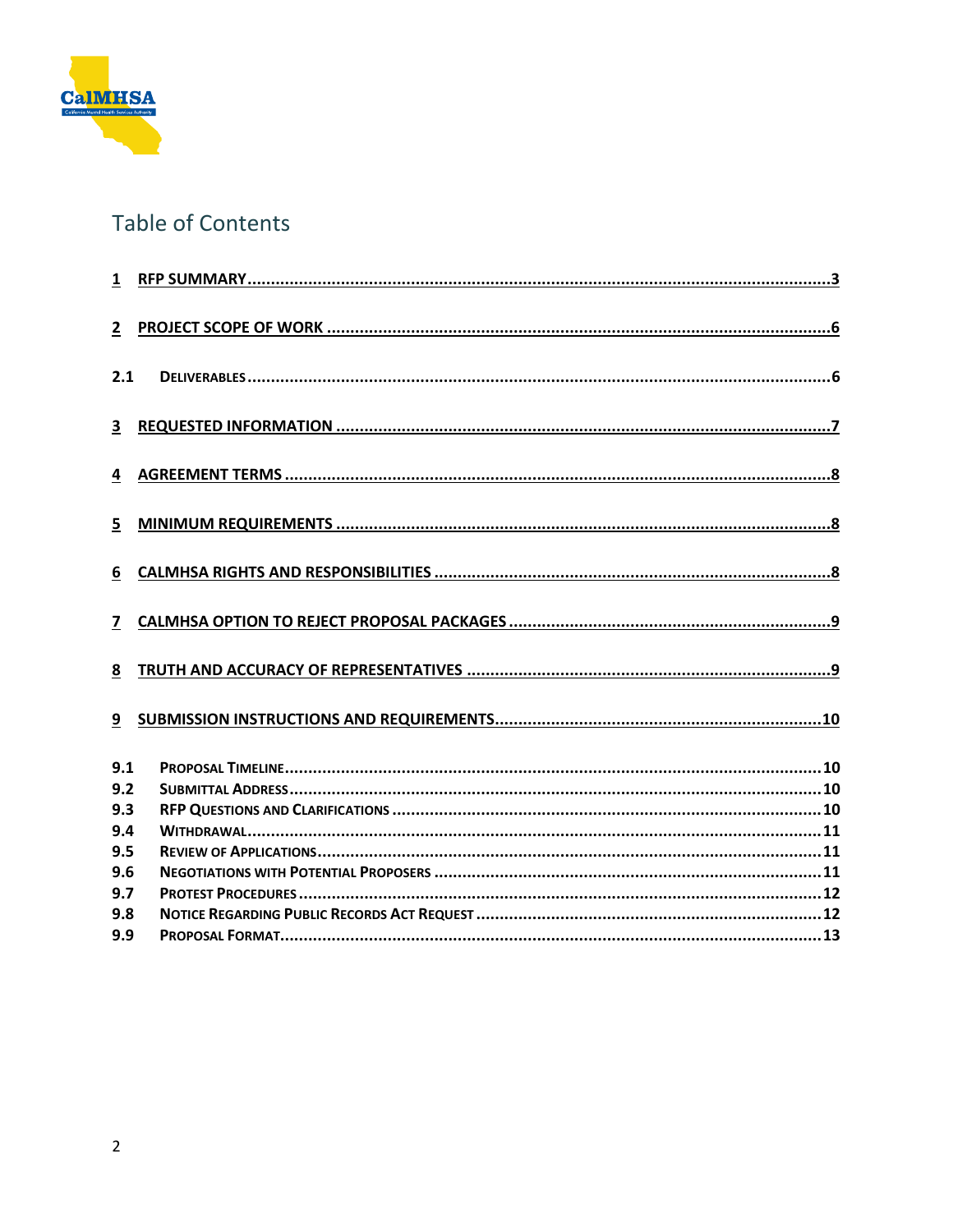# Table of Contents

1 RFP SUMMARY ....................................................................................................................3

2 PROJECT SCOPE OF WORK ................................................................................................6

2.1 DELIVERABLES ..................................................................................................................6

3 REQUESTED INFORMATION ...............................................................................................7

4 AGREEMENT TERMS ..........................................................................................................8

5 MINIMUM REQUIREMENTS ...............................................................................................8

6 CALMHSA RIGHTS AND RESPONSIBILITIES .......................................................................8

7 CALMHSA OPTION TO REJECT PROPOSAL PACKAGES ........................................................9

8 TRUTH AND ACCURACY OF REPRESENTATIVES .................................................................9

9 SUBMISSION INSTRUCTIONS AND REQUIREMENTS ........................................................10

9.1 PROPOSAL TIMELINE ......................................................................................................10
9.2 SUBMITTAL ADDRESS .....................................................................................................10
9.3 RFP QUESTIONS AND CLARIFICATIONS ............................................................................10
9.4 WITHDRAWAL ................................................................................................................11
9.5 REVIEW OF APPLICATIONS ...............................................................................................11
9.6 NEGOTIATIONS WITH POTENTIAL PROPOSERS ..................................................................11
9.7 PROTEST PROCEDURES ....................................................................................................12
9.8 NOTICE REGARDING PUBLIC RECORDS ACT REQUEST ........................................................12
9.9 PROPOSAL FORMAT .........................................................................................................13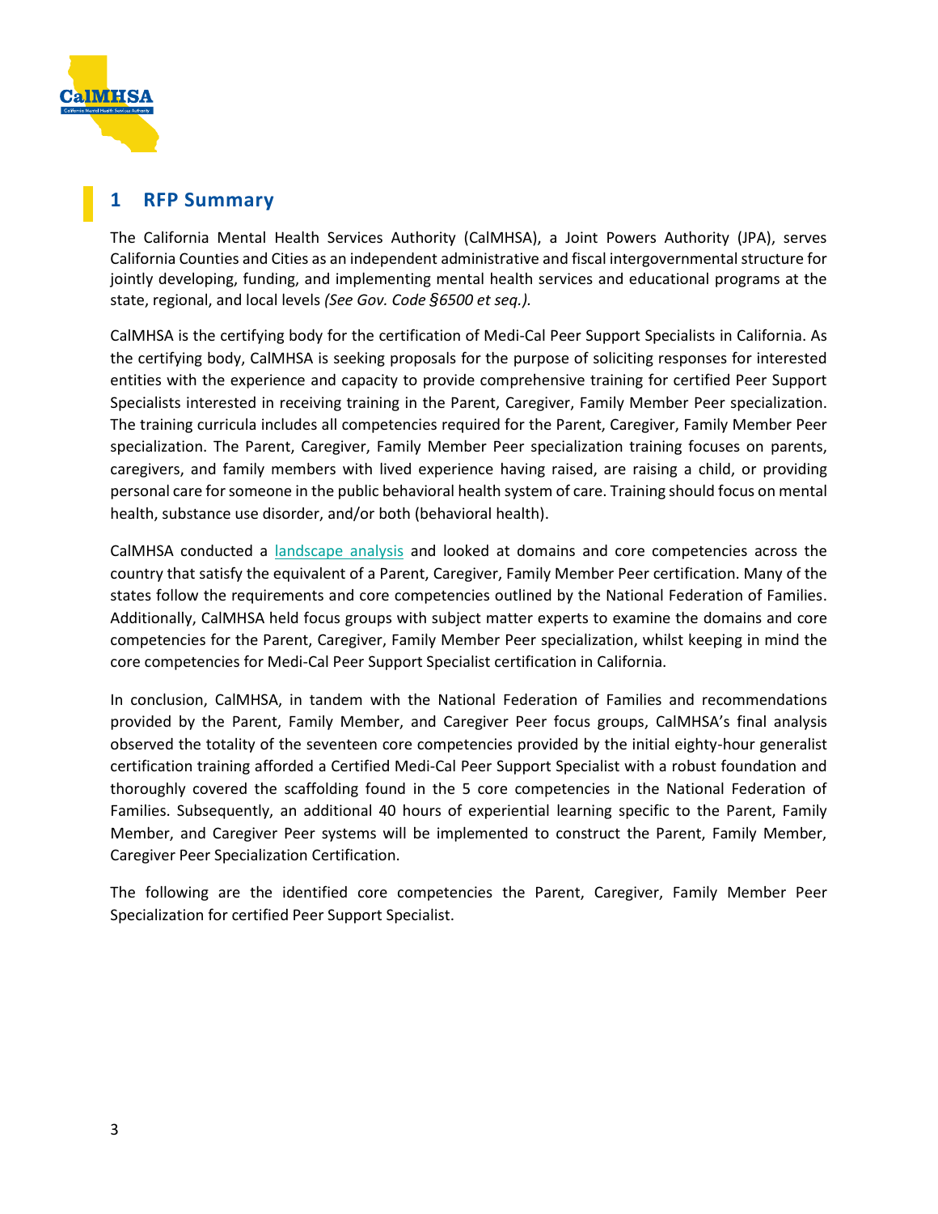## 1 RFP Summary

The California Mental Health Services Authority (CalMHSA), a Joint Powers Authority (JPA), serves California Counties and Cities as an independent administrative and fiscal intergovernmental structure for jointly developing, funding, and implementing mental health services and educational programs at the state, regional, and local levels *(See Gov. Code §6500 et seq.).*

CalMHSA is the certifying body for the certification of Medi-Cal Peer Support Specialists in California. As the certifying body, CalMHSA is seeking proposals for the purpose of soliciting responses for interested entities with the experience and capacity to provide comprehensive training for certified Peer Support Specialists interested in receiving training in the Parent, Caregiver, Family Member Peer specialization. The training curricula includes all competencies required for the Parent, Caregiver, Family Member Peer specialization. The Parent, Caregiver, Family Member Peer specialization training focuses on parents, caregivers, and family members with lived experience having raised, are raising a child, or providing personal care for someone in the public behavioral health system of care. Training should focus on mental health, substance use disorder, and/or both (behavioral health).

CalMHSA conducted a landscape analysis and looked at domains and core competencies across the country that satisfy the equivalent of a Parent, Caregiver, Family Member Peer certification. Many of the states follow the requirements and core competencies outlined by the National Federation of Families. Additionally, CalMHSA held focus groups with subject matter experts to examine the domains and core competencies for the Parent, Caregiver, Family Member Peer specialization, whilst keeping in mind the core competencies for Medi-Cal Peer Support Specialist certification in California.

In conclusion, CalMHSA, in tandem with the National Federation of Families and recommendations provided by the Parent, Family Member, and Caregiver Peer focus groups, CalMHSA's final analysis observed the totality of the seventeen core competencies provided by the initial eighty-hour generalist certification training afforded a Certified Medi-Cal Peer Support Specialist with a robust foundation and thoroughly covered the scaffolding found in the 5 core competencies in the National Federation of Families. Subsequently, an additional 40 hours of experiential learning specific to the Parent, Family Member, and Caregiver Peer systems will be implemented to construct the Parent, Family Member, Caregiver Peer Specialization Certification.

The following are the identified core competencies the Parent, Caregiver, Family Member Peer Specialization for certified Peer Support Specialist.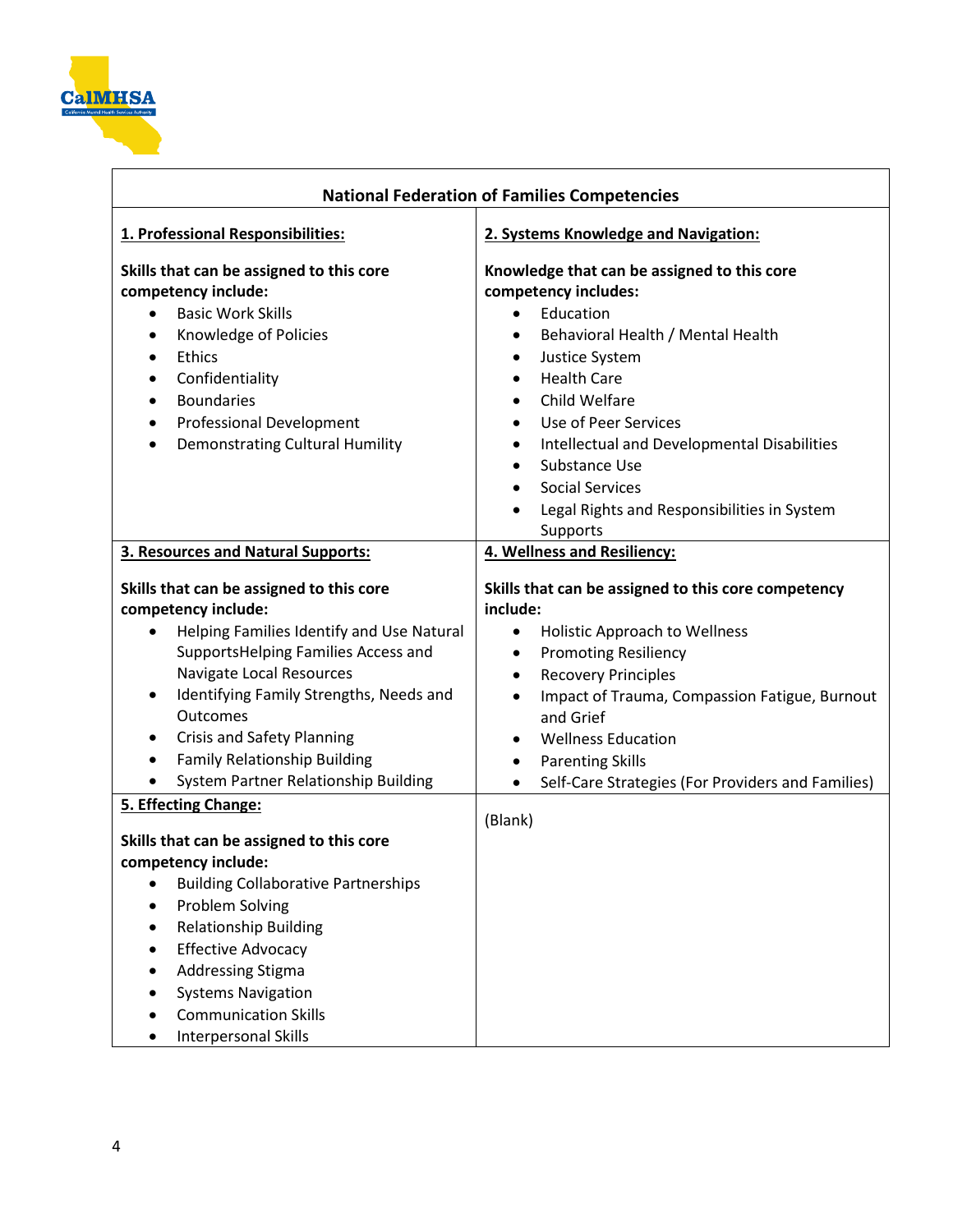| National Federation of Families Competencies | |
|---|---|
| **<u>1. Professional Responsibilities:</u>**<br><br>**Skills that can be assigned to this core competency include:**<br>• Basic Work Skills<br>• Knowledge of Policies<br>• Ethics<br>• Confidentiality<br>• Boundaries<br>• Professional Development<br>• Demonstrating Cultural Humility | **<u>2. Systems Knowledge and Navigation:</u>**<br><br>**Knowledge that can be assigned to this core competency includes:**<br>• Education<br>• Behavioral Health / Mental Health<br>• Justice System<br>• Health Care<br>• Child Welfare<br>• Use of Peer Services<br>• Intellectual and Developmental Disabilities<br>• Substance Use<br>• Social Services<br>• Legal Rights and Responsibilities in System Supports |
| **<u>3. Resources and Natural Supports:</u>**<br><br>**Skills that can be assigned to this core competency include:**<br>• Helping Families Identify and Use Natural SupportsHelping Families Access and Navigate Local Resources<br>• Identifying Family Strengths, Needs and Outcomes<br>• Crisis and Safety Planning<br>• Family Relationship Building<br>• System Partner Relationship Building | **<u>4. Wellness and Resiliency:</u>**<br><br>**Skills that can be assigned to this core competency include:**<br>• Holistic Approach to Wellness<br>• Promoting Resiliency<br>• Recovery Principles<br>• Impact of Trauma, Compassion Fatigue, Burnout and Grief<br>• Wellness Education<br>• Parenting Skills<br>• Self-Care Strategies (For Providers and Families) |
| **<u>5. Effecting Change:</u>**<br><br>**Skills that can be assigned to this core competency include:**<br>• Building Collaborative Partnerships<br>• Problem Solving<br>• Relationship Building<br>• Effective Advocacy<br>• Addressing Stigma<br>• Systems Navigation<br>• Communication Skills<br>• Interpersonal Skills | (Blank) |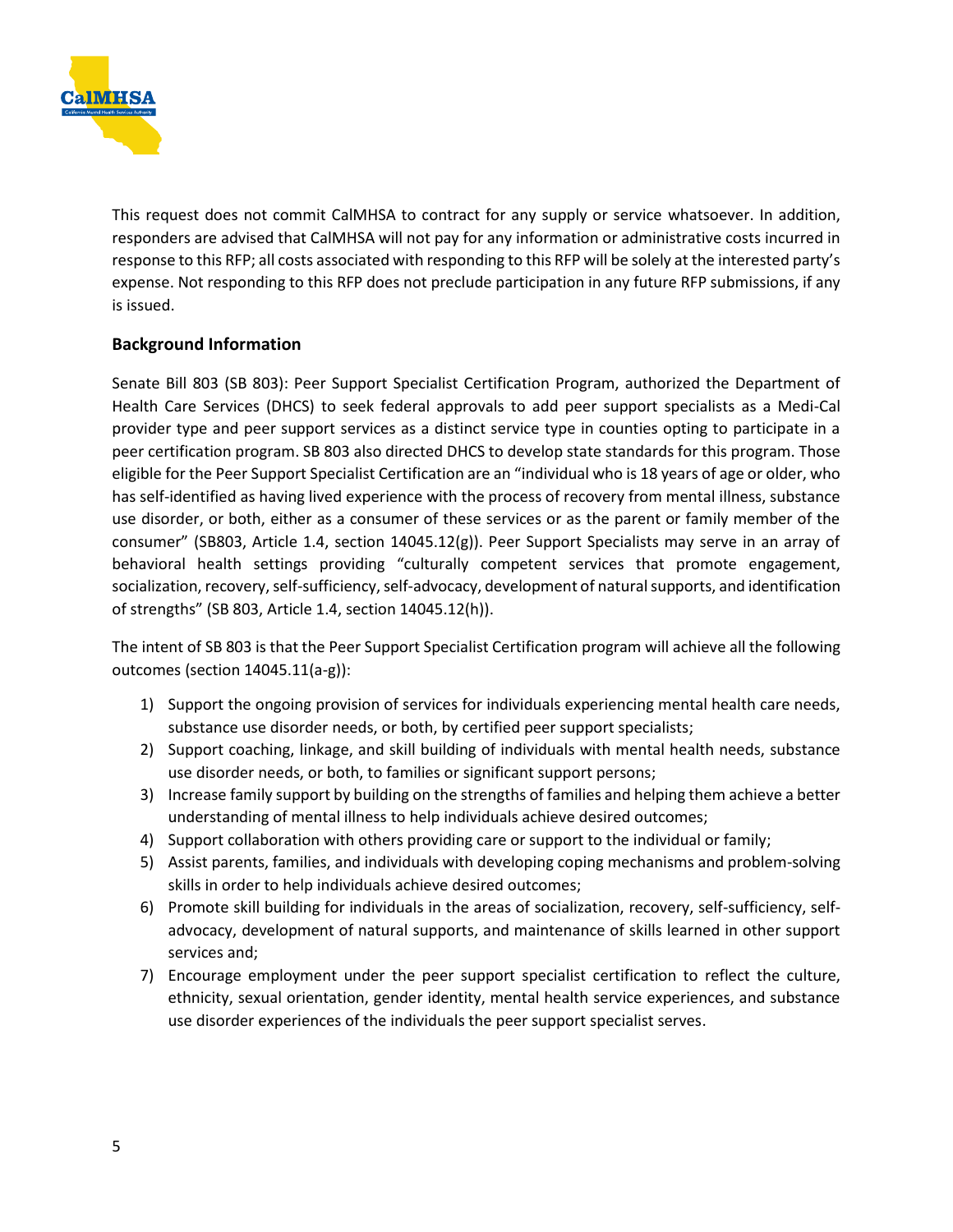This request does not commit CalMHSA to contract for any supply or service whatsoever. In addition, responders are advised that CalMHSA will not pay for any information or administrative costs incurred in response to this RFP; all costs associated with responding to this RFP will be solely at the interested party's expense. Not responding to this RFP does not preclude participation in any future RFP submissions, if any is issued.

### Background Information

Senate Bill 803 (SB 803): Peer Support Specialist Certification Program, authorized the Department of Health Care Services (DHCS) to seek federal approvals to add peer support specialists as a Medi-Cal provider type and peer support services as a distinct service type in counties opting to participate in a peer certification program. SB 803 also directed DHCS to develop state standards for this program. Those eligible for the Peer Support Specialist Certification are an "individual who is 18 years of age or older, who has self-identified as having lived experience with the process of recovery from mental illness, substance use disorder, or both, either as a consumer of these services or as the parent or family member of the consumer" (SB803, Article 1.4, section 14045.12(g)). Peer Support Specialists may serve in an array of behavioral health settings providing "culturally competent services that promote engagement, socialization, recovery, self-sufficiency, self-advocacy, development of natural supports, and identification of strengths" (SB 803, Article 1.4, section 14045.12(h)).

The intent of SB 803 is that the Peer Support Specialist Certification program will achieve all the following outcomes (section 14045.11(a-g)):

1) Support the ongoing provision of services for individuals experiencing mental health care needs, substance use disorder needs, or both, by certified peer support specialists;
2) Support coaching, linkage, and skill building of individuals with mental health needs, substance use disorder needs, or both, to families or significant support persons;
3) Increase family support by building on the strengths of families and helping them achieve a better understanding of mental illness to help individuals achieve desired outcomes;
4) Support collaboration with others providing care or support to the individual or family;
5) Assist parents, families, and individuals with developing coping mechanisms and problem-solving skills in order to help individuals achieve desired outcomes;
6) Promote skill building for individuals in the areas of socialization, recovery, self-sufficiency, self-advocacy, development of natural supports, and maintenance of skills learned in other support services and;
7) Encourage employment under the peer support specialist certification to reflect the culture, ethnicity, sexual orientation, gender identity, mental health service experiences, and substance use disorder experiences of the individuals the peer support specialist serves.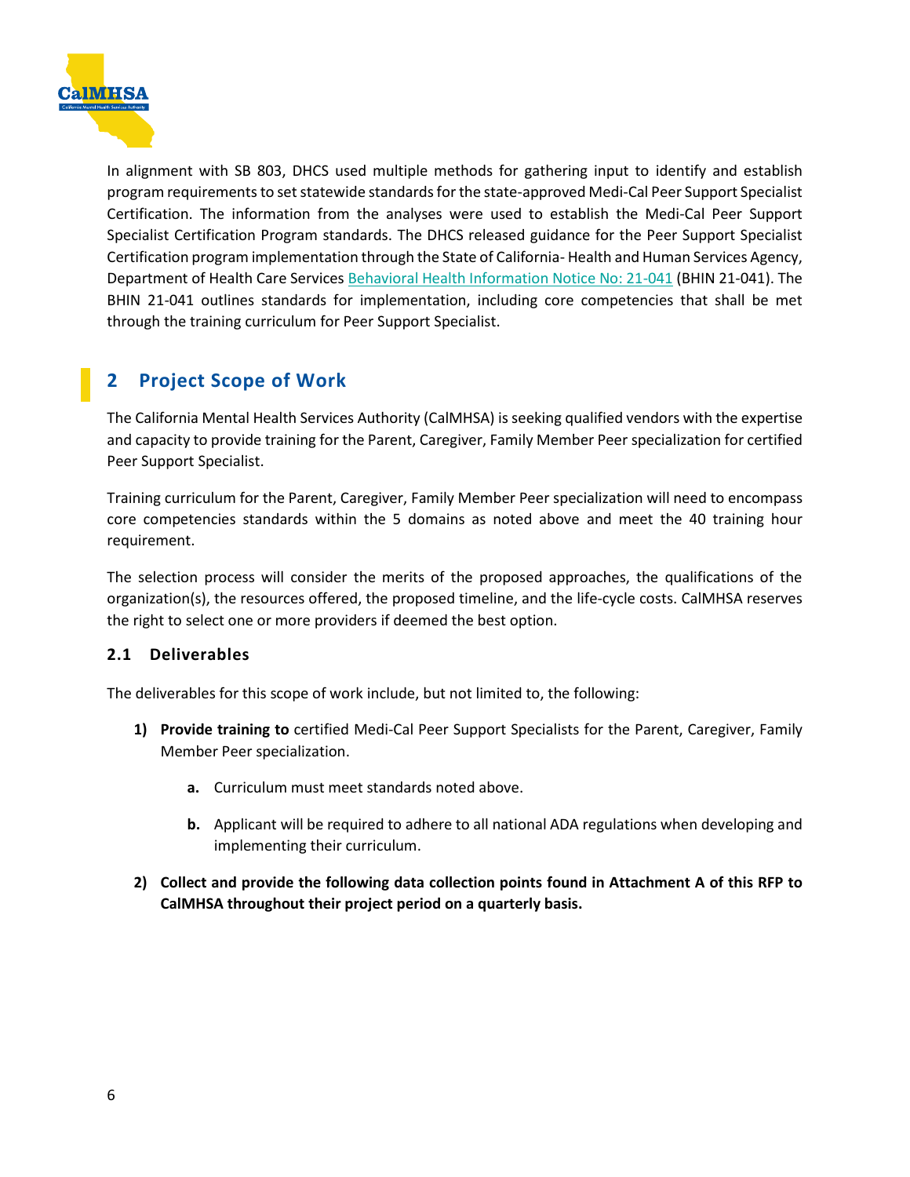In alignment with SB 803, DHCS used multiple methods for gathering input to identify and establish program requirements to set statewide standards for the state-approved Medi-Cal Peer Support Specialist Certification. The information from the analyses were used to establish the Medi-Cal Peer Support Specialist Certification Program standards. The DHCS released guidance for the Peer Support Specialist Certification program implementation through the State of California- Health and Human Services Agency, Department of Health Care Services [Behavioral Health Information Notice No: 21-041] (BHIN 21-041). The BHIN 21-041 outlines standards for implementation, including core competencies that shall be met through the training curriculum for Peer Support Specialist.

## 2 Project Scope of Work

The California Mental Health Services Authority (CalMHSA) is seeking qualified vendors with the expertise and capacity to provide training for the Parent, Caregiver, Family Member Peer specialization for certified Peer Support Specialist.

Training curriculum for the Parent, Caregiver, Family Member Peer specialization will need to encompass core competencies standards within the 5 domains as noted above and meet the 40 training hour requirement.

The selection process will consider the merits of the proposed approaches, the qualifications of the organization(s), the resources offered, the proposed timeline, and the life-cycle costs. CalMHSA reserves the right to select one or more providers if deemed the best option.

### 2.1 Deliverables

The deliverables for this scope of work include, but not limited to, the following:

1) **Provide training to** certified Medi-Cal Peer Support Specialists for the Parent, Caregiver, Family Member Peer specialization.
    a. Curriculum must meet standards noted above.
    b. Applicant will be required to adhere to all national ADA regulations when developing and implementing their curriculum.
2) **Collect and provide the following data collection points found in Attachment A of this RFP to CalMHSA throughout their project period on a quarterly basis.**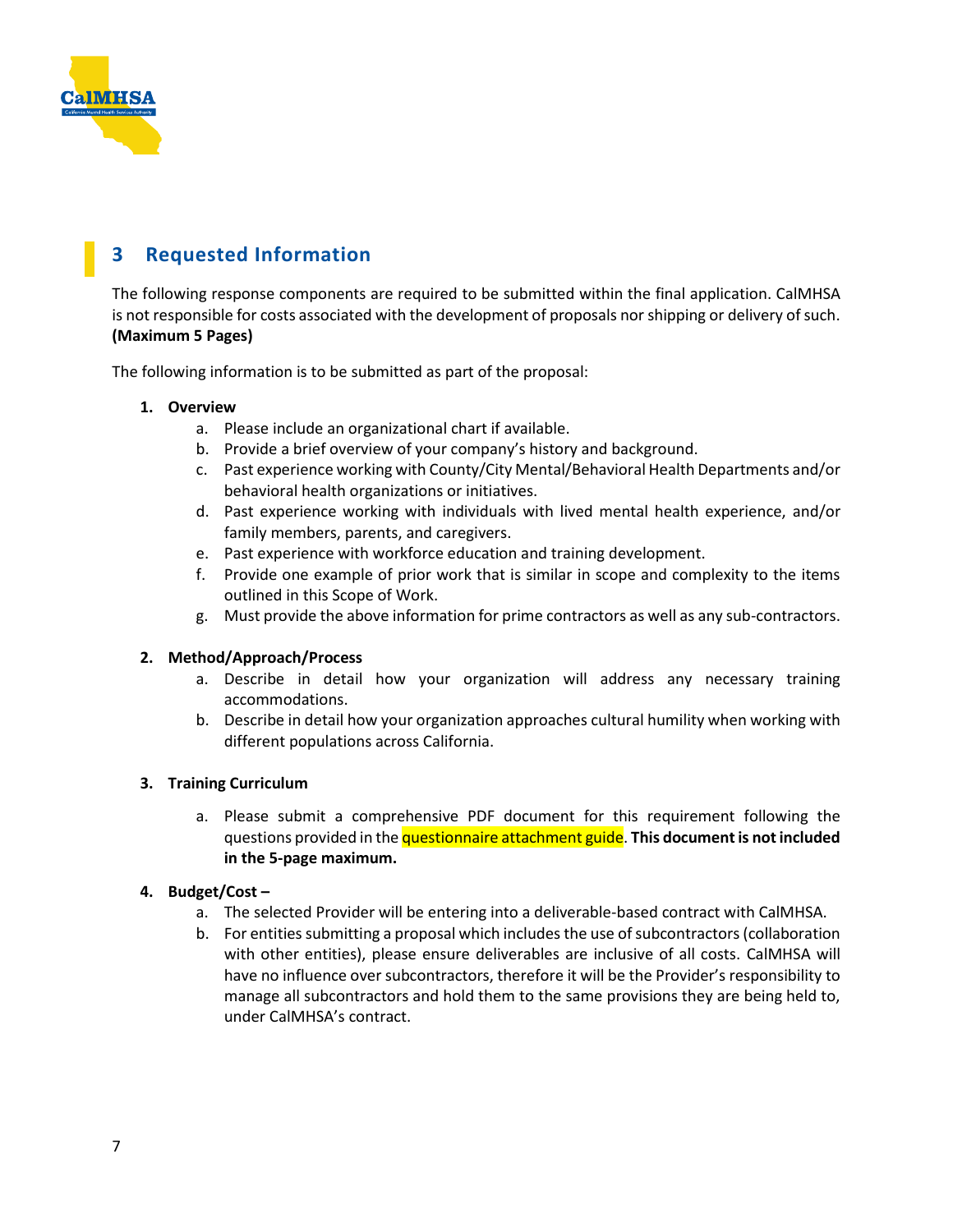## 3 Requested Information

The following response components are required to be submitted within the final application. CalMHSA is not responsible for costs associated with the development of proposals nor shipping or delivery of such. **(Maximum 5 Pages)**

The following information is to be submitted as part of the proposal:

1. **Overview**
   a. Please include an organizational chart if available.
   b. Provide a brief overview of your company's history and background.
   c. Past experience working with County/City Mental/Behavioral Health Departments and/or behavioral health organizations or initiatives.
   d. Past experience working with individuals with lived mental health experience, and/or family members, parents, and caregivers.
   e. Past experience with workforce education and training development.
   f. Provide one example of prior work that is similar in scope and complexity to the items outlined in this Scope of Work.
   g. Must provide the above information for prime contractors as well as any sub-contractors.

2. **Method/Approach/Process**
   a. Describe in detail how your organization will address any necessary training accommodations.
   b. Describe in detail how your organization approaches cultural humility when working with different populations across California.

3. **Training Curriculum**
   a. Please submit a comprehensive PDF document for this requirement following the questions provided in the questionnaire attachment guide. **This document is not included in the 5-page maximum.**

4. **Budget/Cost –**
   a. The selected Provider will be entering into a deliverable-based contract with CalMHSA.
   b. For entities submitting a proposal which includes the use of subcontractors (collaboration with other entities), please ensure deliverables are inclusive of all costs. CalMHSA will have no influence over subcontractors, therefore it will be the Provider's responsibility to manage all subcontractors and hold them to the same provisions they are being held to, under CalMHSA's contract.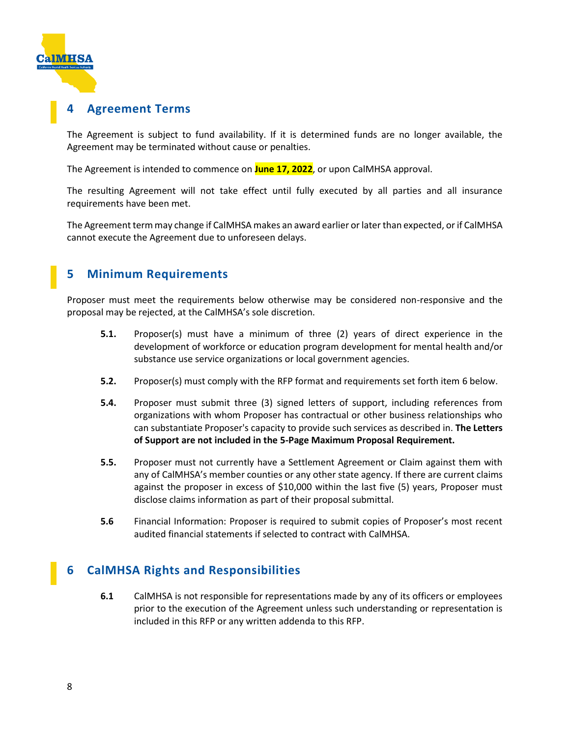## 4 Agreement Terms

The Agreement is subject to fund availability. If it is determined funds are no longer available, the Agreement may be terminated without cause or penalties.

The Agreement is intended to commence on **June 17, 2022**, or upon CalMHSA approval.

The resulting Agreement will not take effect until fully executed by all parties and all insurance requirements have been met.

The Agreement term may change if CalMHSA makes an award earlier or later than expected, or if CalMHSA cannot execute the Agreement due to unforeseen delays.

## 5 Minimum Requirements

Proposer must meet the requirements below otherwise may be considered non-responsive and the proposal may be rejected, at the CalMHSA's sole discretion.

**5.1.** Proposer(s) must have a minimum of three (2) years of direct experience in the development of workforce or education program development for mental health and/or substance use service organizations or local government agencies.

**5.2.** Proposer(s) must comply with the RFP format and requirements set forth item 6 below.

**5.4.** Proposer must submit three (3) signed letters of support, including references from organizations with whom Proposer has contractual or other business relationships who can substantiate Proposer's capacity to provide such services as described in. **The Letters of Support are not included in the 5-Page Maximum Proposal Requirement.**

**5.5.** Proposer must not currently have a Settlement Agreement or Claim against them with any of CalMHSA's member counties or any other state agency. If there are current claims against the proposer in excess of $10,000 within the last five (5) years, Proposer must disclose claims information as part of their proposal submittal.

**5.6** Financial Information: Proposer is required to submit copies of Proposer's most recent audited financial statements if selected to contract with CalMHSA.

## 6 CalMHSA Rights and Responsibilities

**6.1** CalMHSA is not responsible for representations made by any of its officers or employees prior to the execution of the Agreement unless such understanding or representation is included in this RFP or any written addenda to this RFP.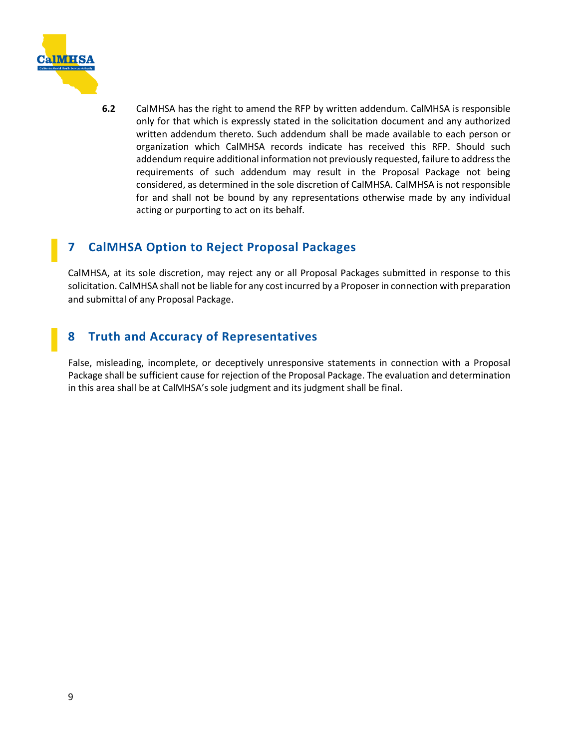**6.2** CalMHSA has the right to amend the RFP by written addendum. CalMHSA is responsible only for that which is expressly stated in the solicitation document and any authorized written addendum thereto. Such addendum shall be made available to each person or organization which CalMHSA records indicate has received this RFP. Should such addendum require additional information not previously requested, failure to address the requirements of such addendum may result in the Proposal Package not being considered, as determined in the sole discretion of CalMHSA. CalMHSA is not responsible for and shall not be bound by any representations otherwise made by any individual acting or purporting to act on its behalf.

# 7 CalMHSA Option to Reject Proposal Packages

CalMHSA, at its sole discretion, may reject any or all Proposal Packages submitted in response to this solicitation. CalMHSA shall not be liable for any cost incurred by a Proposer in connection with preparation and submittal of any Proposal Package.

# 8 Truth and Accuracy of Representatives

False, misleading, incomplete, or deceptively unresponsive statements in connection with a Proposal Package shall be sufficient cause for rejection of the Proposal Package. The evaluation and determination in this area shall be at CalMHSA's sole judgment and its judgment shall be final.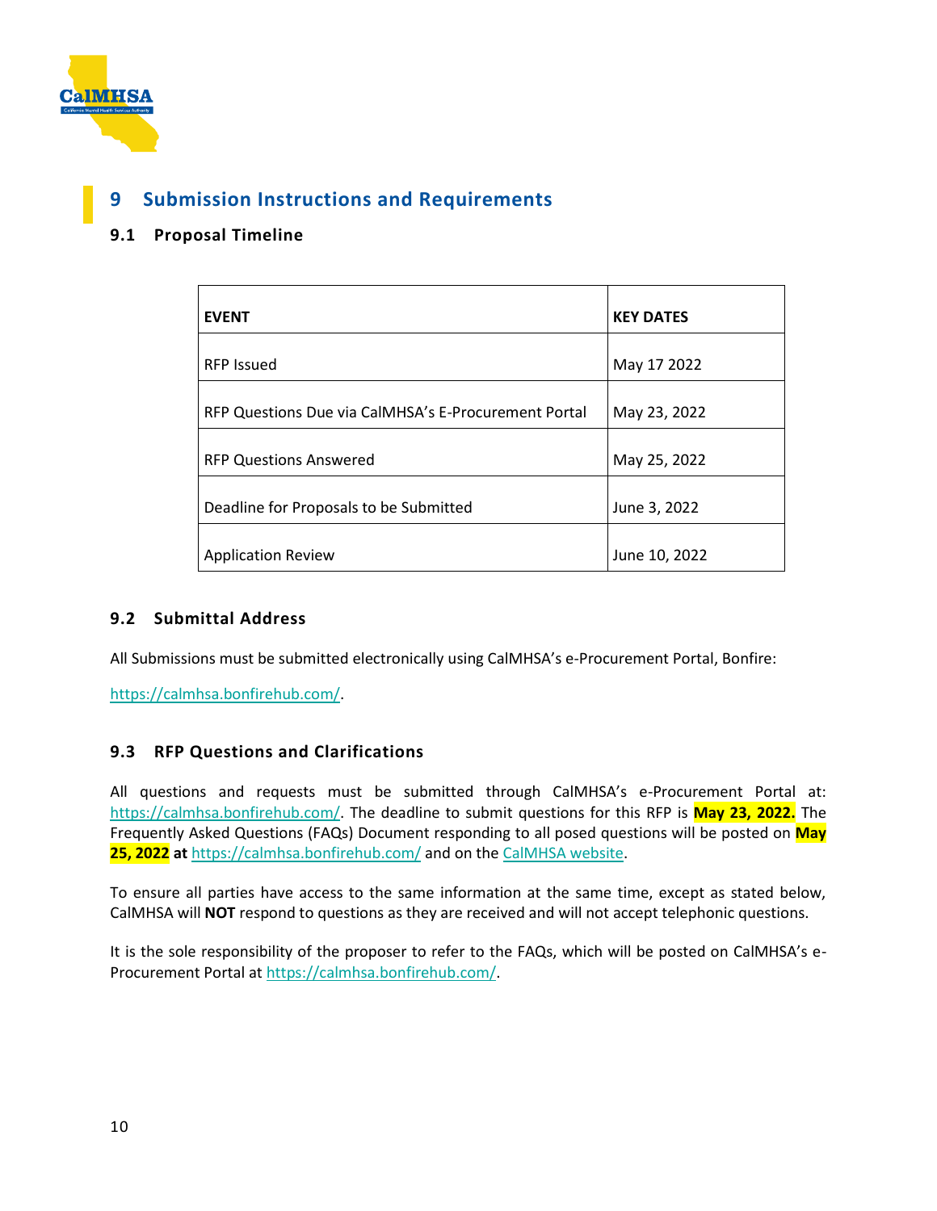# 9 Submission Instructions and Requirements

## 9.1 Proposal Timeline

| EVENT | KEY DATES |
| --- | --- |
| RFP Issued | May 17 2022 |
| RFP Questions Due via CalMHSA's E-Procurement Portal | May 23, 2022 |
| RFP Questions Answered | May 25, 2022 |
| Deadline for Proposals to be Submitted | June 3, 2022 |
| Application Review | June 10, 2022 |

## 9.2 Submittal Address

All Submissions must be submitted electronically using CalMHSA's e-Procurement Portal, Bonfire:

https://calmhsa.bonfirehub.com/.

## 9.3 RFP Questions and Clarifications

All questions and requests must be submitted through CalMHSA's e-Procurement Portal at: https://calmhsa.bonfirehub.com/. The deadline to submit questions for this RFP is **May 23, 2022.** The Frequently Asked Questions (FAQs) Document responding to all posed questions will be posted on **May 25, 2022 at** https://calmhsa.bonfirehub.com/ and on the CalMHSA website.

To ensure all parties have access to the same information at the same time, except as stated below, CalMHSA will **NOT** respond to questions as they are received and will not accept telephonic questions.

It is the sole responsibility of the proposer to refer to the FAQs, which will be posted on CalMHSA's e-Procurement Portal at https://calmhsa.bonfirehub.com/.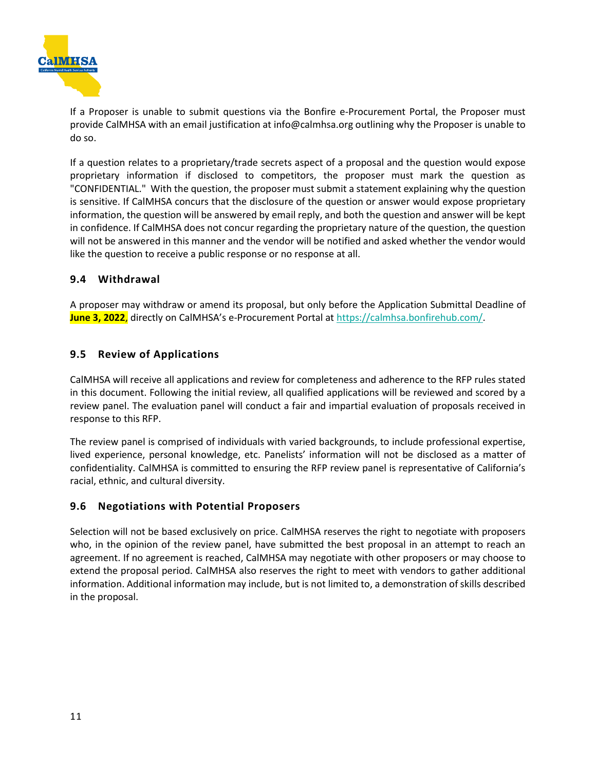If a Proposer is unable to submit questions via the Bonfire e-Procurement Portal, the Proposer must provide CalMHSA with an email justification at info@calmhsa.org outlining why the Proposer is unable to do so.

If a question relates to a proprietary/trade secrets aspect of a proposal and the question would expose proprietary information if disclosed to competitors, the proposer must mark the question as "CONFIDENTIAL." With the question, the proposer must submit a statement explaining why the question is sensitive. If CalMHSA concurs that the disclosure of the question or answer would expose proprietary information, the question will be answered by email reply, and both the question and answer will be kept in confidence. If CalMHSA does not concur regarding the proprietary nature of the question, the question will not be answered in this manner and the vendor will be notified and asked whether the vendor would like the question to receive a public response or no response at all.

### 9.4 Withdrawal

A proposer may withdraw or amend its proposal, but only before the Application Submittal Deadline of **June 3, 2022**, directly on CalMHSA's e-Procurement Portal at https://calmhsa.bonfirehub.com/.

### 9.5 Review of Applications

CalMHSA will receive all applications and review for completeness and adherence to the RFP rules stated in this document. Following the initial review, all qualified applications will be reviewed and scored by a review panel. The evaluation panel will conduct a fair and impartial evaluation of proposals received in response to this RFP.

The review panel is comprised of individuals with varied backgrounds, to include professional expertise, lived experience, personal knowledge, etc. Panelists' information will not be disclosed as a matter of confidentiality. CalMHSA is committed to ensuring the RFP review panel is representative of California's racial, ethnic, and cultural diversity.

### 9.6 Negotiations with Potential Proposers

Selection will not be based exclusively on price. CalMHSA reserves the right to negotiate with proposers who, in the opinion of the review panel, have submitted the best proposal in an attempt to reach an agreement. If no agreement is reached, CalMHSA may negotiate with other proposers or may choose to extend the proposal period. CalMHSA also reserves the right to meet with vendors to gather additional information. Additional information may include, but is not limited to, a demonstration of skills described in the proposal.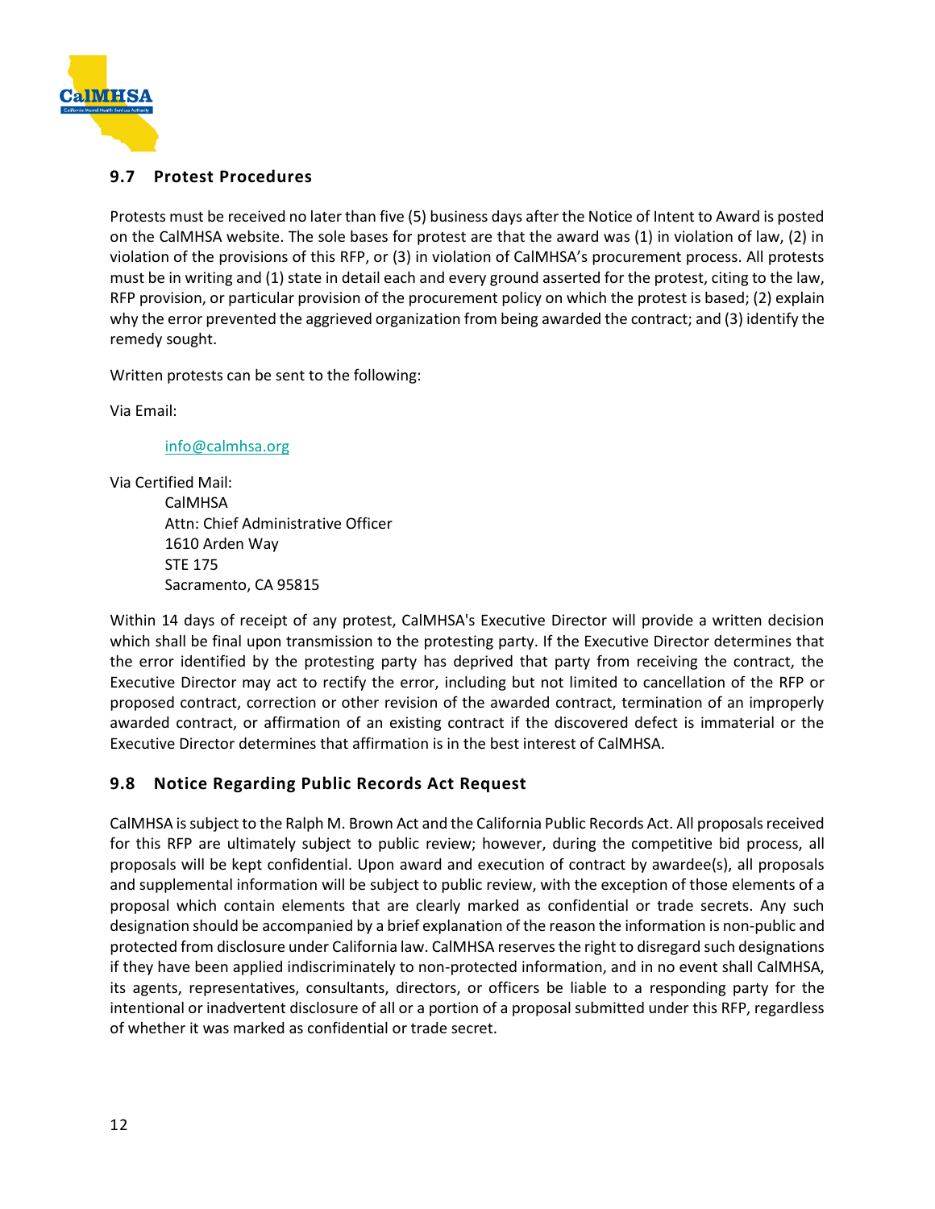## 9.7 Protest Procedures

Protests must be received no later than five (5) business days after the Notice of Intent to Award is posted on the CalMHSA website. The sole bases for protest are that the award was (1) in violation of law, (2) in violation of the provisions of this RFP, or (3) in violation of CalMHSA's procurement process. All protests must be in writing and (1) state in detail each and every ground asserted for the protest, citing to the law, RFP provision, or particular provision of the procurement policy on which the protest is based; (2) explain why the error prevented the aggrieved organization from being awarded the contract; and (3) identify the remedy sought.

Written protests can be sent to the following:

Via Email:

> info@calmhsa.org

Via Certified Mail:

> CalMHSA
> Attn: Chief Administrative Officer
> 1610 Arden Way
> STE 175
> Sacramento, CA 95815

Within 14 days of receipt of any protest, CalMHSA's Executive Director will provide a written decision which shall be final upon transmission to the protesting party. If the Executive Director determines that the error identified by the protesting party has deprived that party from receiving the contract, the Executive Director may act to rectify the error, including but not limited to cancellation of the RFP or proposed contract, correction or other revision of the awarded contract, termination of an improperly awarded contract, or affirmation of an existing contract if the discovered defect is immaterial or the Executive Director determines that affirmation is in the best interest of CalMHSA.

## 9.8 Notice Regarding Public Records Act Request

CalMHSA is subject to the Ralph M. Brown Act and the California Public Records Act. All proposals received for this RFP are ultimately subject to public review; however, during the competitive bid process, all proposals will be kept confidential. Upon award and execution of contract by awardee(s), all proposals and supplemental information will be subject to public review, with the exception of those elements of a proposal which contain elements that are clearly marked as confidential or trade secrets. Any such designation should be accompanied by a brief explanation of the reason the information is non-public and protected from disclosure under California law. CalMHSA reserves the right to disregard such designations if they have been applied indiscriminately to non-protected information, and in no event shall CalMHSA, its agents, representatives, consultants, directors, or officers be liable to a responding party for the intentional or inadvertent disclosure of all or a portion of a proposal submitted under this RFP, regardless of whether it was marked as confidential or trade secret.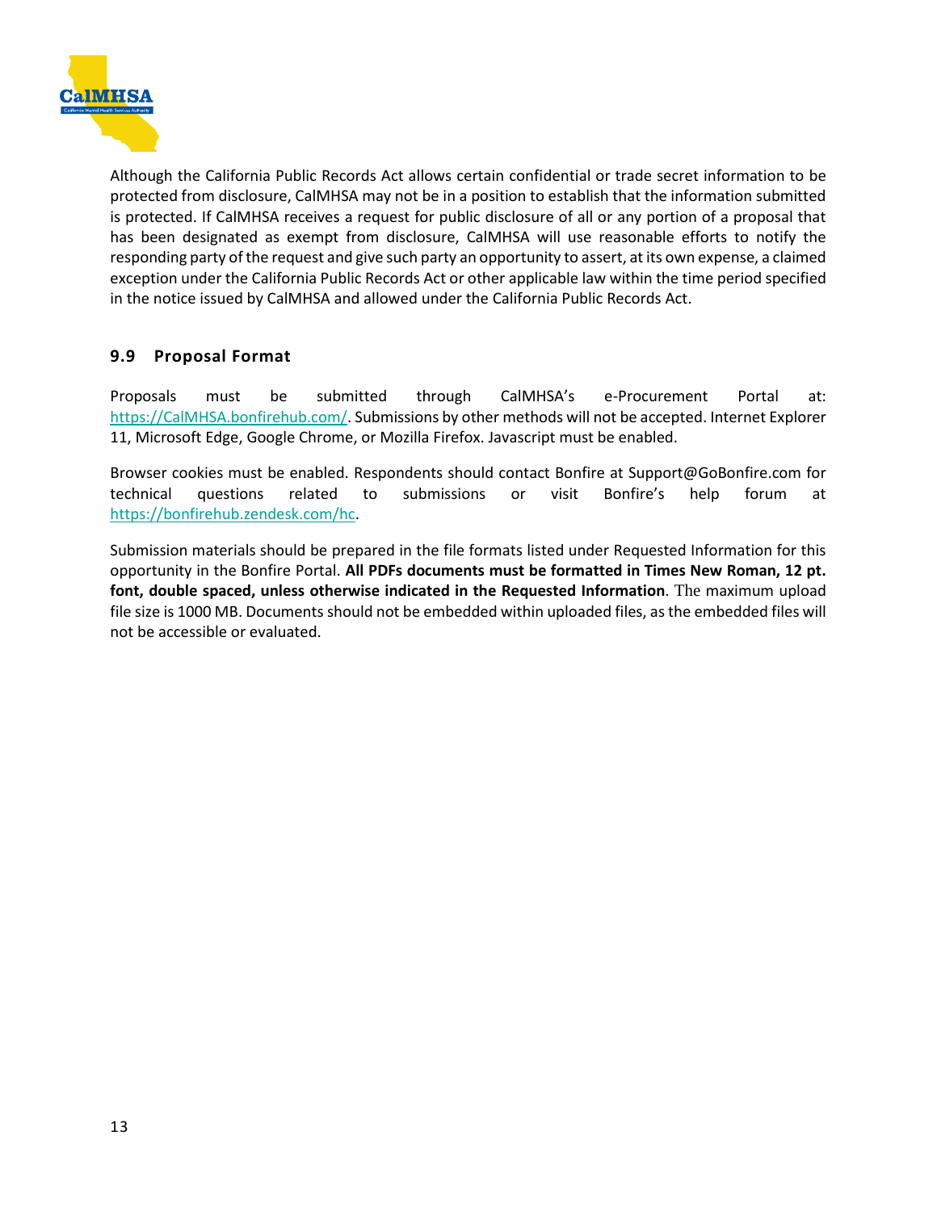Although the California Public Records Act allows certain confidential or trade secret information to be protected from disclosure, CalMHSA may not be in a position to establish that the information submitted is protected. If CalMHSA receives a request for public disclosure of all or any portion of a proposal that has been designated as exempt from disclosure, CalMHSA will use reasonable efforts to notify the responding party of the request and give such party an opportunity to assert, at its own expense, a claimed exception under the California Public Records Act or other applicable law within the time period specified in the notice issued by CalMHSA and allowed under the California Public Records Act.

### 9.9 Proposal Format

Proposals must be submitted through CalMHSA's e-Procurement Portal at: https://CalMHSA.bonfirehub.com/. Submissions by other methods will not be accepted. Internet Explorer 11, Microsoft Edge, Google Chrome, or Mozilla Firefox. Javascript must be enabled.

Browser cookies must be enabled. Respondents should contact Bonfire at Support@GoBonfire.com for technical questions related to submissions or visit Bonfire's help forum at https://bonfirehub.zendesk.com/hc.

Submission materials should be prepared in the file formats listed under Requested Information for this opportunity in the Bonfire Portal. **All PDFs documents must be formatted in Times New Roman, 12 pt. font, double spaced, unless otherwise indicated in the Requested Information**. The maximum upload file size is 1000 MB. Documents should not be embedded within uploaded files, as the embedded files will not be accessible or evaluated.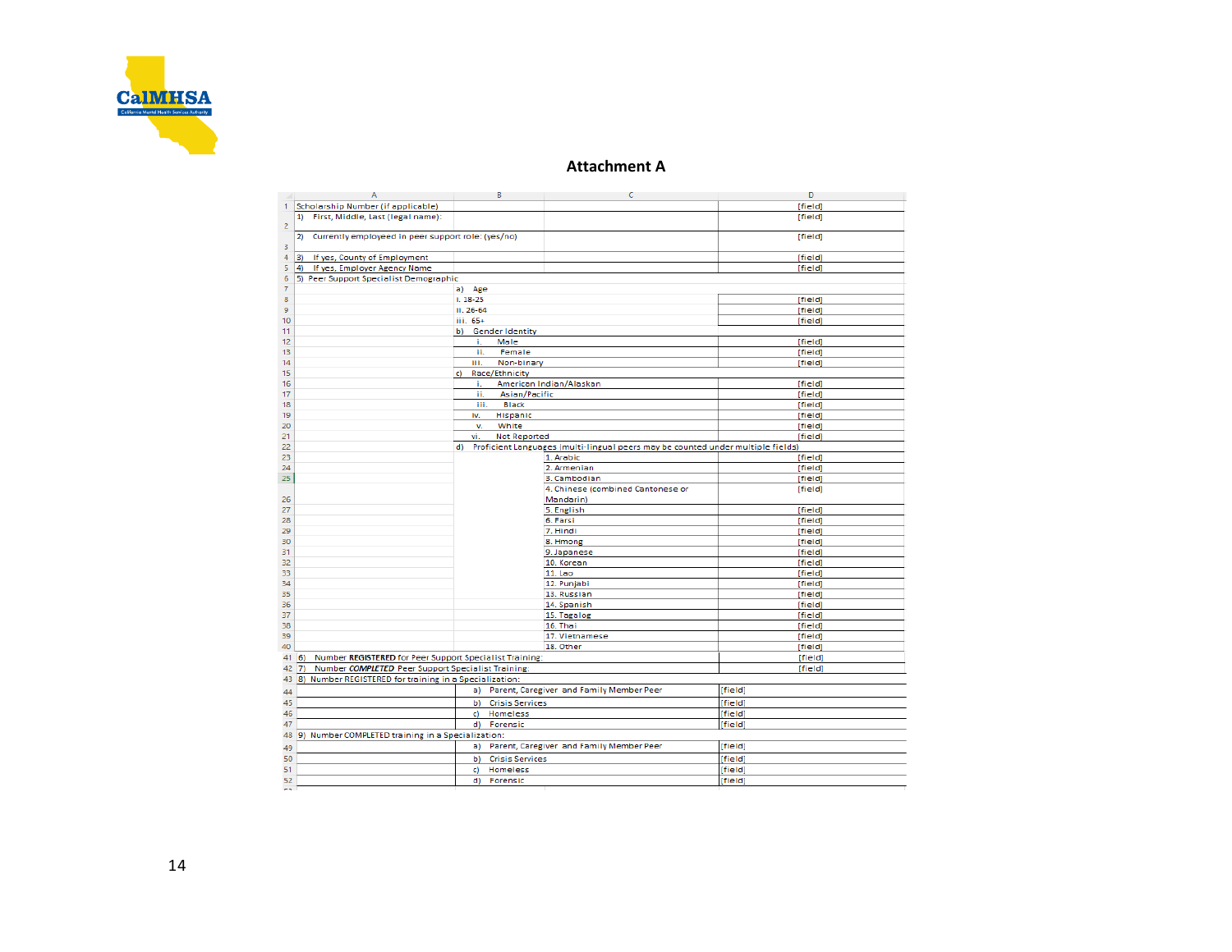# Attachment A

| | A | B | C | D |
|---|---|---|---|---|
| 1 | Scholarship Number (if applicable) | | | [field] |
| 2 | 1) First, Middle, Last (legal name): | | | [field] |
| 3 | 2) Currently employed in peer support role: (yes/no) | | | [field] |
| 4 | 3) If yes, County of Employment | | | [field] |
| 5 | 4) If yes, Employer Agency Name | | | [field] |
| 6 | 5) Peer Support Specialist Demographic | | | |
| 7 | | a) Age | | |
| 8 | | i. 18-25 | | [field] |
| 9 | | ii. 26-64 | | [field] |
| 10 | | iii. 65+ | | [field] |
| 11 | | b) Gender Identity | | |
| 12 | | i. Male | | [field] |
| 13 | | ii. Female | | [field] |
| 14 | | iii. Non-binary | | [field] |
| 15 | | c) Race/Ethnicity | | |
| 16 | | i. American Indian/Alaskan | | [field] |
| 17 | | ii. Asian/Pacific | | [field] |
| 18 | | iii. Black | | [field] |
| 19 | | iv. Hispanic | | [field] |
| 20 | | v. White | | [field] |
| 21 | | vi. Not Reported | | [field] |
| 22 | | d) Proficient Languages (multi-lingual peers may be counted under multiple fields) | | |
| 23 | | | 1. Arabic | [field] |
| 24 | | | 2. Armenian | [field] |
| 25 | | | 3. Cambodian | [field] |
| 26 | | | 4. Chinese (combined Cantonese or Mandarin) | [field] |
| 27 | | | 5. English | [field] |
| 28 | | | 6. Farsi | [field] |
| 29 | | | 7. Hindi | [field] |
| 30 | | | 8. Hmong | [field] |
| 31 | | | 9. Japanese | [field] |
| 32 | | | 10. Korean | [field] |
| 33 | | | 11. Lao | [field] |
| 34 | | | 12. Punjabi | [field] |
| 35 | | | 13. Russian | [field] |
| 36 | | | 14. Spanish | [field] |
| 37 | | | 15. Tagalog | [field] |
| 38 | | | 16. Thai | [field] |
| 39 | | | 17. Vietnamese | [field] |
| 40 | | | 18. Other | [field] |
| 41 | 6) Number **REGISTERED** for Peer Support Specialist Training: | | | [field] |
| 42 | 7) Number ***COMPLETED*** Peer Support Specialist Training: | | | [field] |
| 43 | 8) Number REGISTERED for training in a Specialization: | | | |
| 44 | | a) Parent, Caregiver and Family Member Peer | | [field] |
| 45 | | b) Crisis Services | | [field] |
| 46 | | c) Homeless | | [field] |
| 47 | | d) Forensic | | [field] |
| 48 | 9) Number COMPLETED training in a Specialization: | | | |
| 49 | | a) Parent, Caregiver and Family Member Peer | | [field] |
| 50 | | b) Crisis Services | | [field] |
| 51 | | c) Homeless | | [field] |
| 52 | | d) Forensic | | [field] |